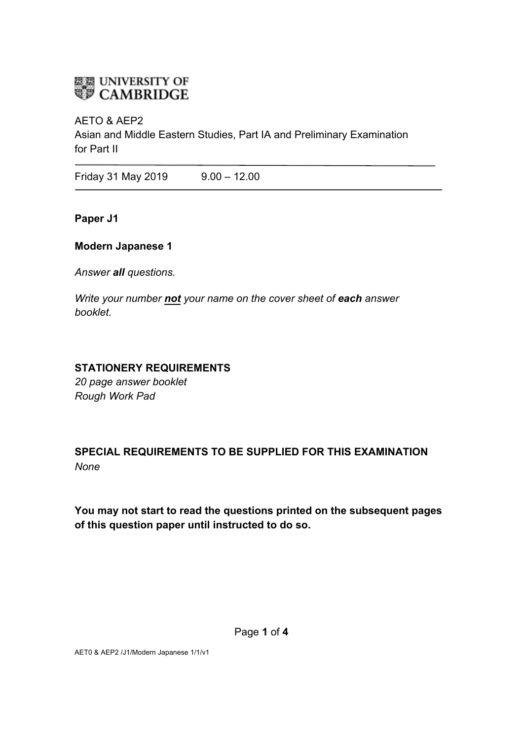UNIVERSITY OF CAMBRIDGE

AETO & AEP2
Asian and Middle Eastern Studies, Part IA and Preliminary Examination for Part II

---

Friday 31 May 2019 9.00 – 12.00

---

**Paper J1**

**Modern Japanese 1**

*Answer **all** questions.*

*Write your number **not** your name on the cover sheet of **each** answer booklet.*

**STATIONERY REQUIREMENTS**
*20 page answer booklet*
*Rough Work Pad*

**SPECIAL REQUIREMENTS TO BE SUPPLIED FOR THIS EXAMINATION**
*None*

**You may not start to read the questions printed on the subsequent pages of this question paper until instructed to do so.**

AET0 & AEP2 /J1/Modern Japanese 1/1/v1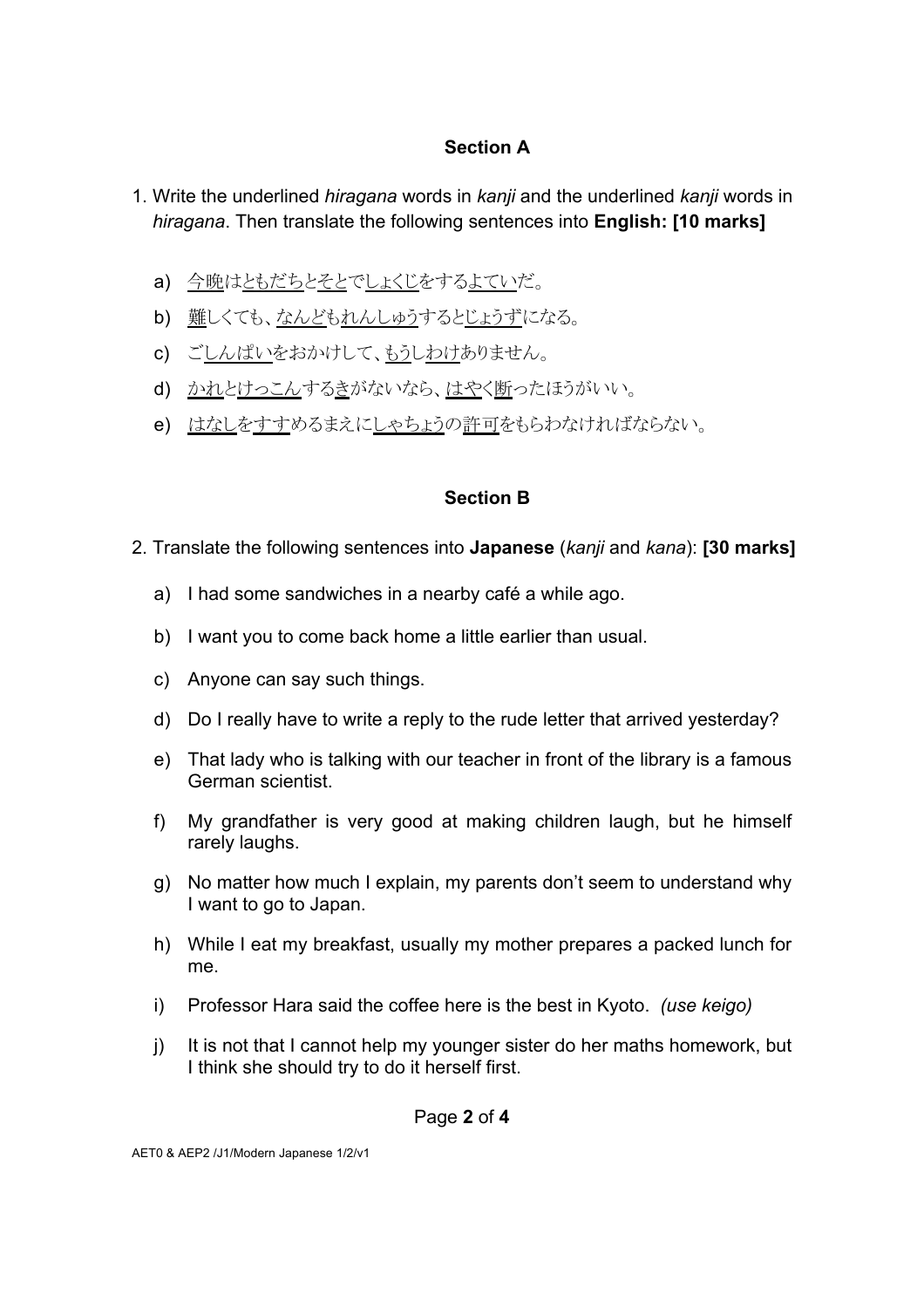## Section A

1. Write the underlined *hiragana* words in *kanji* and the underlined *kanji* words in *hiragana*. Then translate the following sentences into **English: [10 marks]**

   a) <u>今晩</u>は<u>ともだち</u>と<u>そと</u>で<u>しょくじ</u>をする<u>よてい</u>だ。

   b) <u>難</u>しくても、<u>なんど</u>も<u>れんしゅう</u>すると<u>じょうず</u>になる。

   c) ご<u>しんぱい</u>をおかけして、<u>もう</u>し<u>わけ</u>ありません。

   d) <u>かれ</u>と<u>けっこん</u>する<u>き</u>がないなら、<u>はや</u>く<u>断</u>ったほうがいい。

   e) <u>はなし</u>を<u>すす</u>めるまえに<u>しゃちょう</u>の<u>許可</u>をもらわなければならない。

## Section B

2. Translate the following sentences into **Japanese** (*kanji* and *kana*): **[30 marks]**

   a) I had some sandwiches in a nearby café a while ago.

   b) I want you to come back home a little earlier than usual.

   c) Anyone can say such things.

   d) Do I really have to write a reply to the rude letter that arrived yesterday?

   e) That lady who is talking with our teacher in front of the library is a famous German scientist.

   f) My grandfather is very good at making children laugh, but he himself rarely laughs.

   g) No matter how much I explain, my parents don't seem to understand why I want to go to Japan.

   h) While I eat my breakfast, usually my mother prepares a packed lunch for me.

   i) Professor Hara said the coffee here is the best in Kyoto. *(use keigo)*

   j) It is not that I cannot help my younger sister do her maths homework, but I think she should try to do it herself first.

AET0 & AEP2 /J1/Modern Japanese 1/2/v1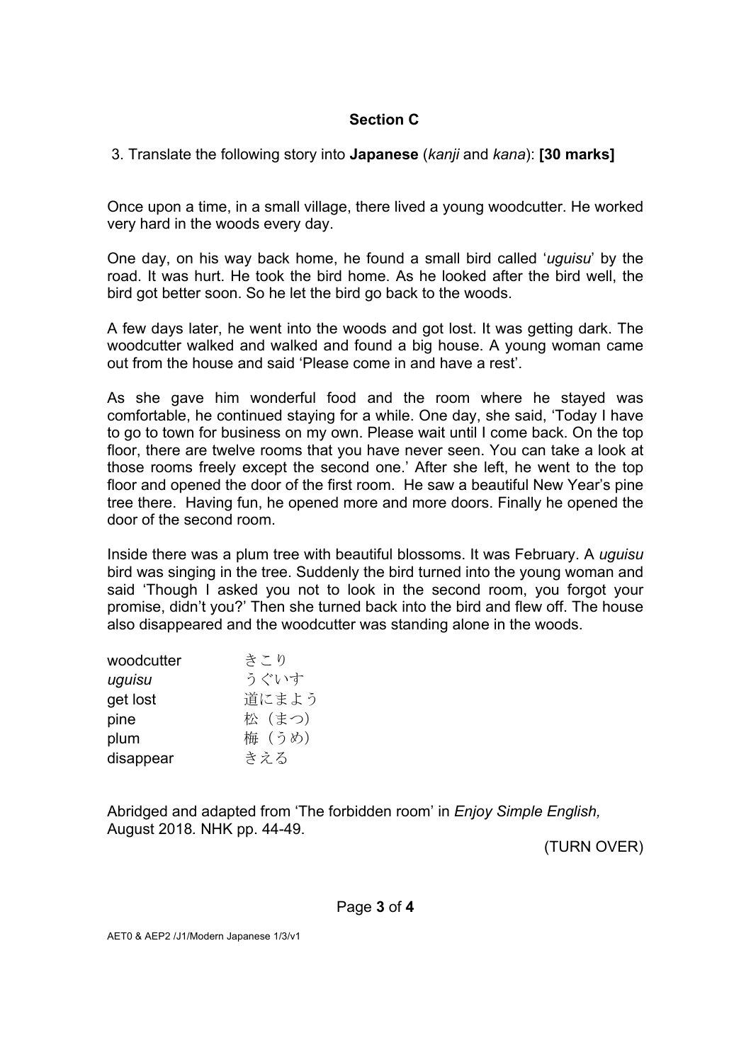## Section C

3. Translate the following story into **Japanese** (*kanji* and *kana*): **[30 marks]**

Once upon a time, in a small village, there lived a young woodcutter. He worked very hard in the woods every day.

One day, on his way back home, he found a small bird called '*uguisu*' by the road. It was hurt. He took the bird home. As he looked after the bird well, the bird got better soon. So he let the bird go back to the woods.

A few days later, he went into the woods and got lost. It was getting dark. The woodcutter walked and walked and found a big house. A young woman came out from the house and said 'Please come in and have a rest'.

As she gave him wonderful food and the room where he stayed was comfortable, he continued staying for a while. One day, she said, 'Today I have to go to town for business on my own. Please wait until I come back. On the top floor, there are twelve rooms that you have never seen. You can take a look at those rooms freely except the second one.' After she left, he went to the top floor and opened the door of the first room. He saw a beautiful New Year's pine tree there. Having fun, he opened more and more doors. Finally he opened the door of the second room.

Inside there was a plum tree with beautiful blossoms. It was February. A *uguisu* bird was singing in the tree. Suddenly the bird turned into the young woman and said 'Though I asked you not to look in the second room, you forgot your promise, didn't you?' Then she turned back into the bird and flew off. The house also disappeared and the woodcutter was standing alone in the woods.

| | |
|---|---|
| woodcutter | きこり |
| *uguisu* | うぐいす |
| get lost | 道にまよう |
| pine | 松（まつ） |
| plum | 梅（うめ） |
| disappear | きえる |

Abridged and adapted from 'The forbidden room' in *Enjoy Simple English,* August 2018*.* NHK pp. 44-49.

(TURN OVER)

AET0 & AEP2 /J1/Modern Japanese 1/3/v1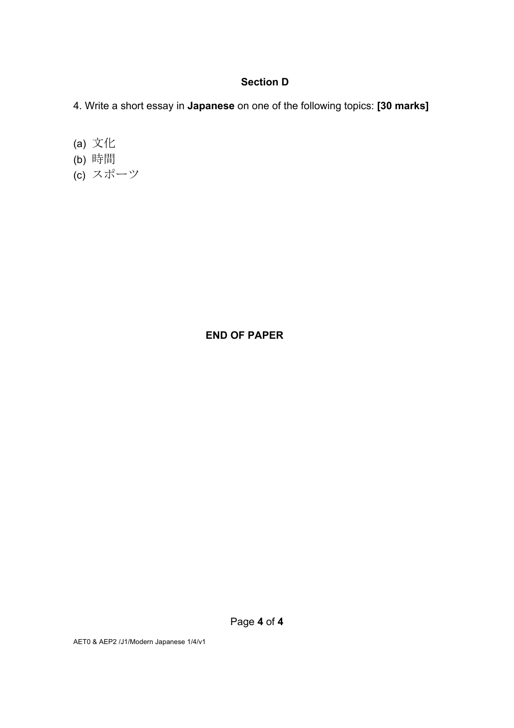## Section D

4. Write a short essay in **Japanese** on one of the following topics: **[30 marks]**

(a) 文化
(b) 時間
(c) スポーツ

**END OF PAPER**

AET0 & AEP2 /J1/Modern Japanese 1/4/v1